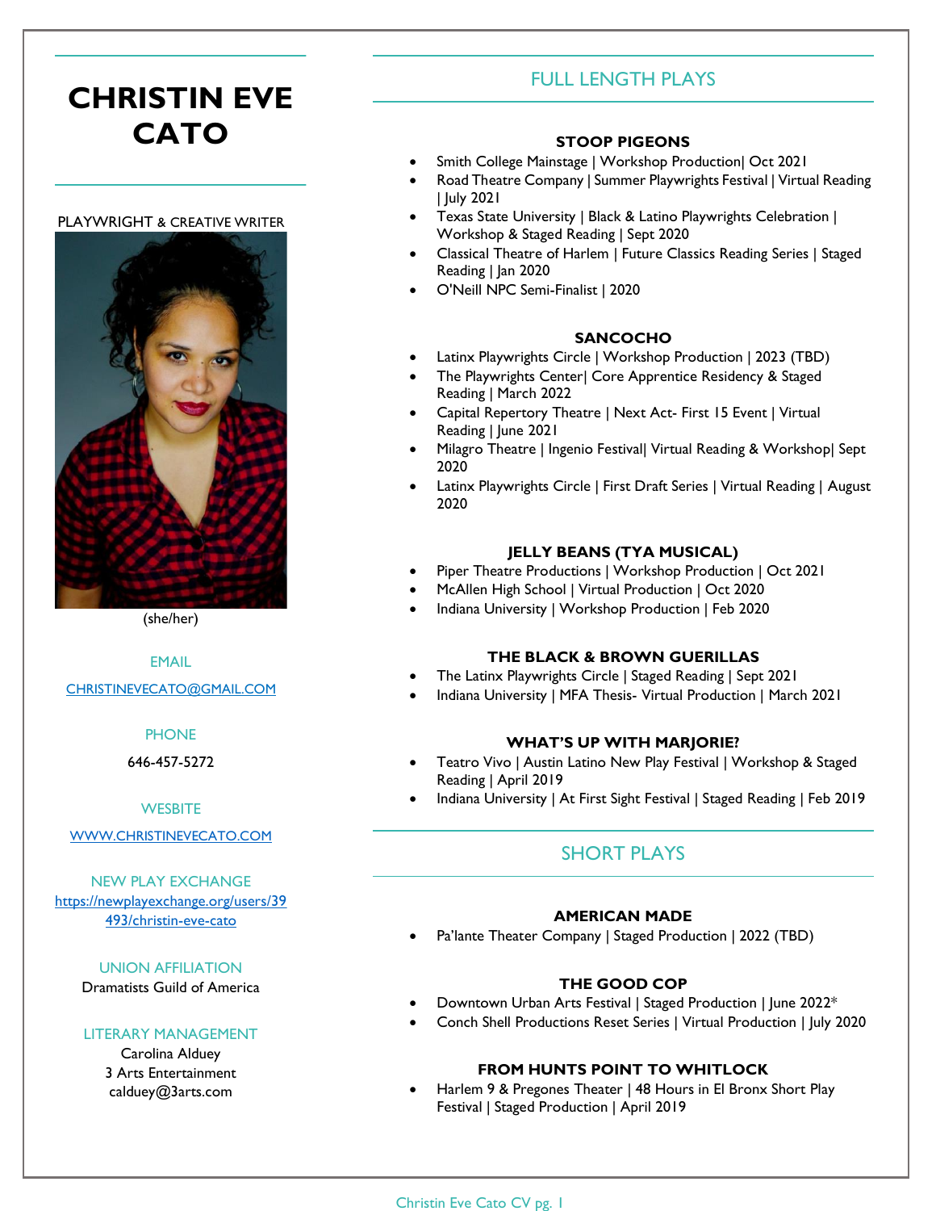# CHRISTIN EVE CATO

PLAYWRIGHT & CREATIVE WRITER

(she/her)

EMAIL

CHRISTINEVECATO@GMAIL.COM

PHONE

646-457-5272

WESBITE

WWW.CHRISTINEVECATO.COM

NEW PLAY EXCHANGE

https://newplayexchange.org/users/39493/christin-eve-cato

UNION AFFILIATION

Dramatists Guild of America

LITERARY MANAGEMENT

Carolina Alduey
3 Arts Entertainment
calduey@3arts.com

## FULL LENGTH PLAYS

### STOOP PIGEONS

- Smith College Mainstage | Workshop Production| Oct 2021
- Road Theatre Company | Summer Playwrights Festival | Virtual Reading | July 2021
- Texas State University | Black & Latino Playwrights Celebration | Workshop & Staged Reading | Sept 2020
- Classical Theatre of Harlem | Future Classics Reading Series | Staged Reading | Jan 2020
- O'Neill NPC Semi-Finalist | 2020

### SANCOCHO

- Latinx Playwrights Circle | Workshop Production | 2023 (TBD)
- The Playwrights Center| Core Apprentice Residency & Staged Reading | March 2022
- Capital Repertory Theatre | Next Act- First 15 Event | Virtual Reading | June 2021
- Milagro Theatre | Ingenio Festival| Virtual Reading & Workshop| Sept 2020
- Latinx Playwrights Circle | First Draft Series | Virtual Reading | August 2020

### JELLY BEANS (TYA MUSICAL)

- Piper Theatre Productions | Workshop Production | Oct 2021
- McAllen High School | Virtual Production | Oct 2020
- Indiana University | Workshop Production | Feb 2020

### THE BLACK & BROWN GUERILLAS

- The Latinx Playwrights Circle | Staged Reading | Sept 2021
- Indiana University | MFA Thesis- Virtual Production | March 2021

### WHAT'S UP WITH MARJORIE?

- Teatro Vivo | Austin Latino New Play Festival | Workshop & Staged Reading | April 2019
- Indiana University | At First Sight Festival | Staged Reading | Feb 2019

## SHORT PLAYS

### AMERICAN MADE

- Pa'lante Theater Company | Staged Production | 2022 (TBD)

### THE GOOD COP

- Downtown Urban Arts Festival | Staged Production | June 2022*
- Conch Shell Productions Reset Series | Virtual Production | July 2020

### FROM HUNTS POINT TO WHITLOCK

- Harlem 9 & Pregones Theater | 48 Hours in El Bronx Short Play Festival | Staged Production | April 2019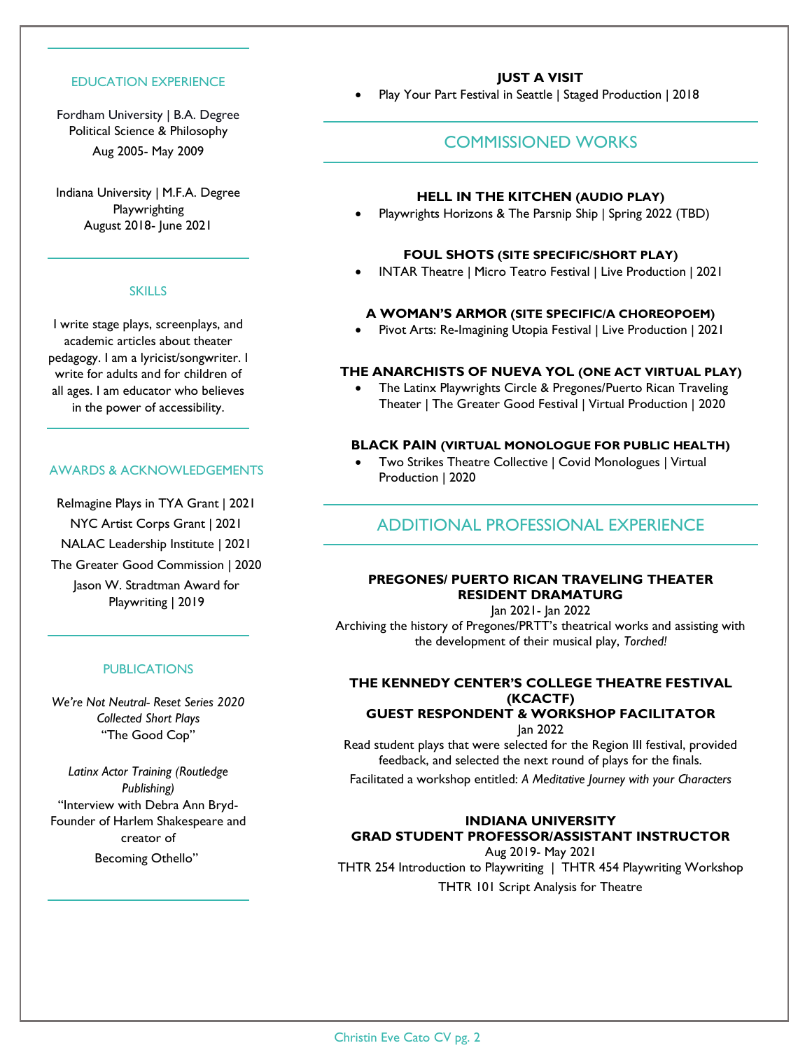## EDUCATION EXPERIENCE

Fordham University | B.A. Degree
Political Science & Philosophy
Aug 2005- May 2009

Indiana University | M.F.A. Degree
Playwrighting
August 2018- June 2021

## SKILLS

I write stage plays, screenplays, and academic articles about theater pedagogy. I am a lyricist/songwriter. I write for adults and for children of all ages. I am educator who believes in the power of accessibility.

## AWARDS & ACKNOWLEDGEMENTS

ReImagine Plays in TYA Grant | 2021
NYC Artist Corps Grant | 2021
NALAC Leadership Institute | 2021
The Greater Good Commission | 2020
Jason W. Stradtman Award for Playwriting | 2019

## PUBLICATIONS

*We're Not Neutral- Reset Series 2020 Collected Short Plays*
"The Good Cop"

*Latinx Actor Training (Routledge Publishing)*
"Interview with Debra Ann Bryd- Founder of Harlem Shakespeare and creator of Becoming Othello"

**JUST A VISIT**

- Play Your Part Festival in Seattle | Staged Production | 2018

## COMMISSIONED WORKS

**HELL IN THE KITCHEN (AUDIO PLAY)**

- Playwrights Horizons & The Parsnip Ship | Spring 2022 (TBD)

**FOUL SHOTS (SITE SPECIFIC/SHORT PLAY)**

- INTAR Theatre | Micro Teatro Festival | Live Production | 2021

**A WOMAN'S ARMOR (SITE SPECIFIC/A CHOREOPOEM)**

- Pivot Arts: Re-Imagining Utopia Festival | Live Production | 2021

**THE ANARCHISTS OF NUEVA YOL (ONE ACT VIRTUAL PLAY)**

- The Latinx Playwrights Circle & Pregones/Puerto Rican Traveling Theater | The Greater Good Festival | Virtual Production | 2020

**BLACK PAIN (VIRTUAL MONOLOGUE FOR PUBLIC HEALTH)**

- Two Strikes Theatre Collective | Covid Monologues | Virtual Production | 2020

## ADDITIONAL PROFESSIONAL EXPERIENCE

**PREGONES/ PUERTO RICAN TRAVELING THEATER**
**RESIDENT DRAMATURG**
Jan 2021- Jan 2022
Archiving the history of Pregones/PRTT's theatrical works and assisting with the development of their musical play, *Torched!*

**THE KENNEDY CENTER'S COLLEGE THEATRE FESTIVAL (KCACTF)**
**GUEST RESPONDENT & WORKSHOP FACILITATOR**
Jan 2022
Read student plays that were selected for the Region III festival, provided feedback, and selected the next round of plays for the finals.
Facilitated a workshop entitled: *A Meditative Journey with your Characters*

**INDIANA UNIVERSITY**
**GRAD STUDENT PROFESSOR/ASSISTANT INSTRUCTOR**
Aug 2019- May 2021
THTR 254 Introduction to Playwriting | THTR 454 Playwriting Workshop
THTR 101 Script Analysis for Theatre